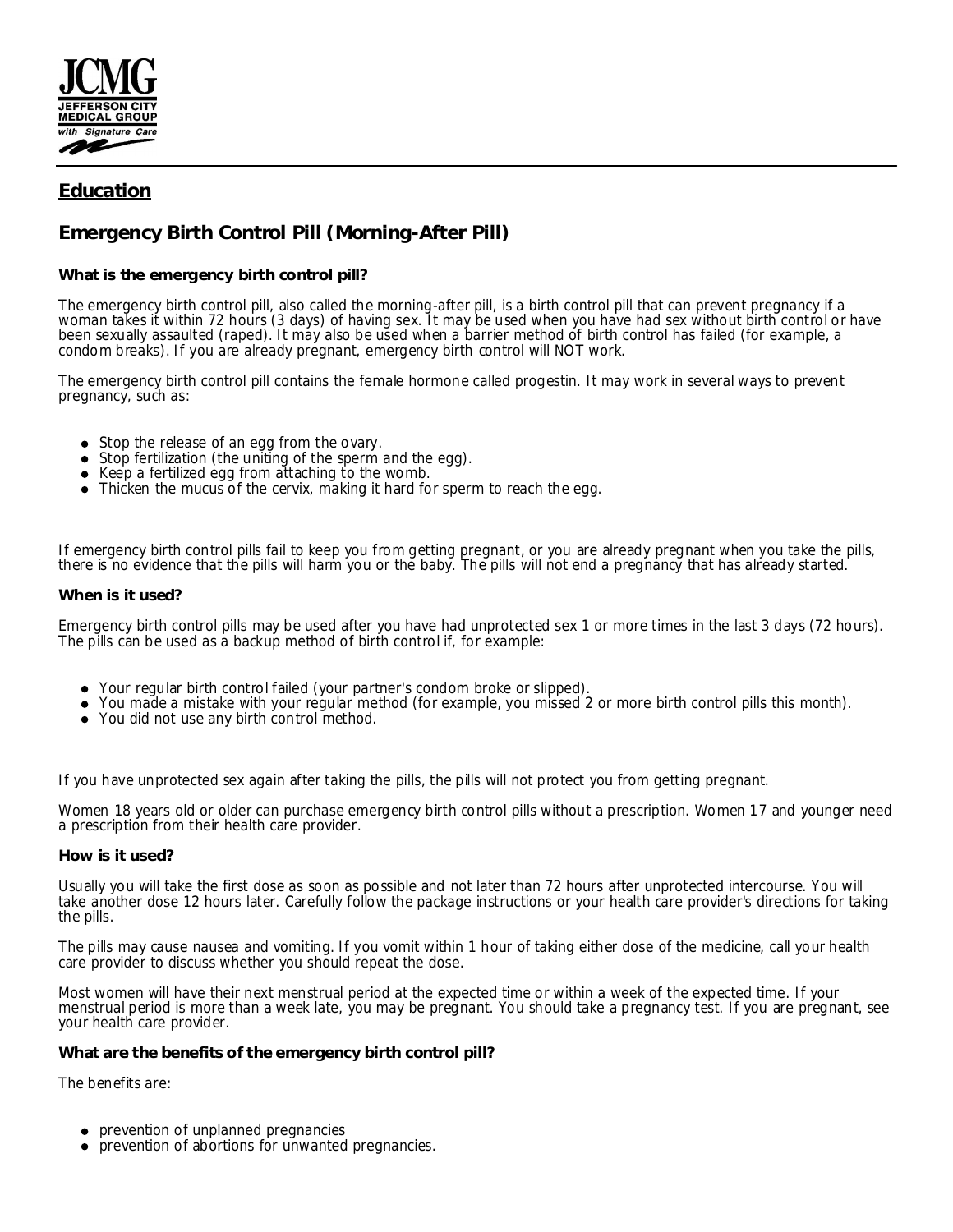JCMG
JEFFERSON CITY MEDICAL GROUP
with Signature Care

## Education

## Emergency Birth Control Pill (Morning-After Pill)

### What is the emergency birth control pill?

The emergency birth control pill, also called the morning-after pill, is a birth control pill that can prevent pregnancy if a woman takes it within 72 hours (3 days) of having sex. It may be used when you have had sex without birth control or have been sexually assaulted (raped). It may also be used when a barrier method of birth control has failed (for example, a condom breaks). If you are already pregnant, emergency birth control will NOT work.

The emergency birth control pill contains the female hormone called progestin. It may work in several ways to prevent pregnancy, such as:

- Stop the release of an egg from the ovary.
- Stop fertilization (the uniting of the sperm and the egg).
- Keep a fertilized egg from attaching to the womb.
- Thicken the mucus of the cervix, making it hard for sperm to reach the egg.

If emergency birth control pills fail to keep you from getting pregnant, or you are already pregnant when you take the pills, there is no evidence that the pills will harm you or the baby. The pills will not end a pregnancy that has already started.

### When is it used?

Emergency birth control pills may be used after you have had unprotected sex 1 or more times in the last 3 days (72 hours). The pills can be used as a backup method of birth control if, for example:

- Your regular birth control failed (your partner's condom broke or slipped).
- You made a mistake with your regular method (for example, you missed 2 or more birth control pills this month).
- You did not use any birth control method.

If you have unprotected sex again after taking the pills, the pills will not protect you from getting pregnant.

Women 18 years old or older can purchase emergency birth control pills without a prescription. Women 17 and younger need a prescription from their health care provider.

### How is it used?

Usually you will take the first dose as soon as possible and not later than 72 hours after unprotected intercourse. You will take another dose 12 hours later. Carefully follow the package instructions or your health care provider's directions for taking the pills.

The pills may cause nausea and vomiting. If you vomit within 1 hour of taking either dose of the medicine, call your health care provider to discuss whether you should repeat the dose.

Most women will have their next menstrual period at the expected time or within a week of the expected time. If your menstrual period is more than a week late, you may be pregnant. You should take a pregnancy test. If you are pregnant, see your health care provider.

### What are the benefits of the emergency birth control pill?

The benefits are:

- prevention of unplanned pregnancies
- prevention of abortions for unwanted pregnancies.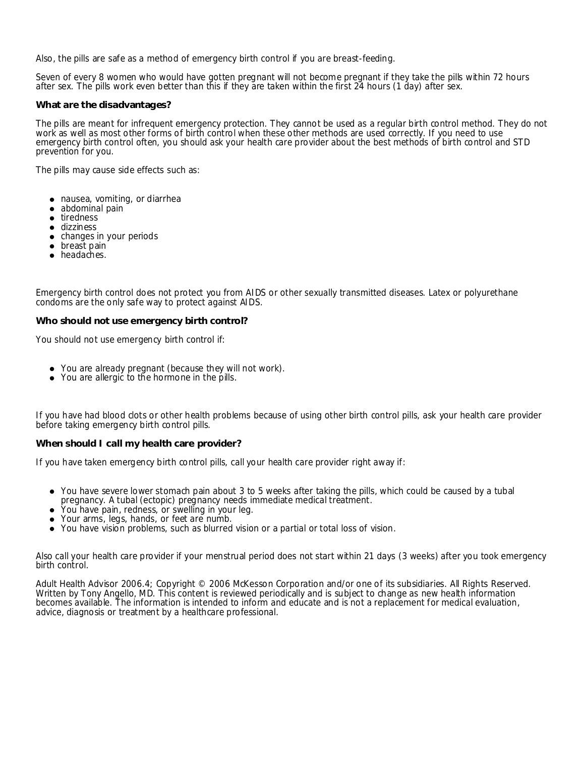Also, the pills are safe as a method of emergency birth control if you are breast-feeding.

Seven of every 8 women who would have gotten pregnant will not become pregnant if they take the pills within 72 hours after sex. The pills work even better than this if they are taken within the first 24 hours (1 day) after sex.

**What are the disadvantages?**

The pills are meant for infrequent emergency protection. They cannot be used as a regular birth control method. They do not work as well as most other forms of birth control when these other methods are used correctly. If you need to use emergency birth control often, you should ask your health care provider about the best methods of birth control and STD prevention for you.

The pills may cause side effects such as:

- nausea, vomiting, or diarrhea
- abdominal pain
- tiredness
- dizziness
- changes in your periods
- breast pain
- headaches.

Emergency birth control does not protect you from AIDS or other sexually transmitted diseases. Latex or polyurethane condoms are the only safe way to protect against AIDS.

**Who should not use emergency birth control?**

You should not use emergency birth control if:

- You are already pregnant (because they will not work).
- You are allergic to the hormone in the pills.

If you have had blood clots or other health problems because of using other birth control pills, ask your health care provider before taking emergency birth control pills.

**When should I call my health care provider?**

If you have taken emergency birth control pills, call your health care provider right away if:

- You have severe lower stomach pain about 3 to 5 weeks after taking the pills, which could be caused by a tubal pregnancy. A tubal (ectopic) pregnancy needs immediate medical treatment.
- You have pain, redness, or swelling in your leg.
- Your arms, legs, hands, or feet are numb.
- You have vision problems, such as blurred vision or a partial or total loss of vision.

Also call your health care provider if your menstrual period does not start within 21 days (3 weeks) after you took emergency birth control.

Adult Health Advisor 2006.4; Copyright © 2006 McKesson Corporation and/or one of its subsidiaries. All Rights Reserved. Written by Tony Angello, MD. This content is reviewed periodically and is subject to change as new health information becomes available. The information is intended to inform and educate and is not a replacement for medical evaluation, advice, diagnosis or treatment by a healthcare professional.